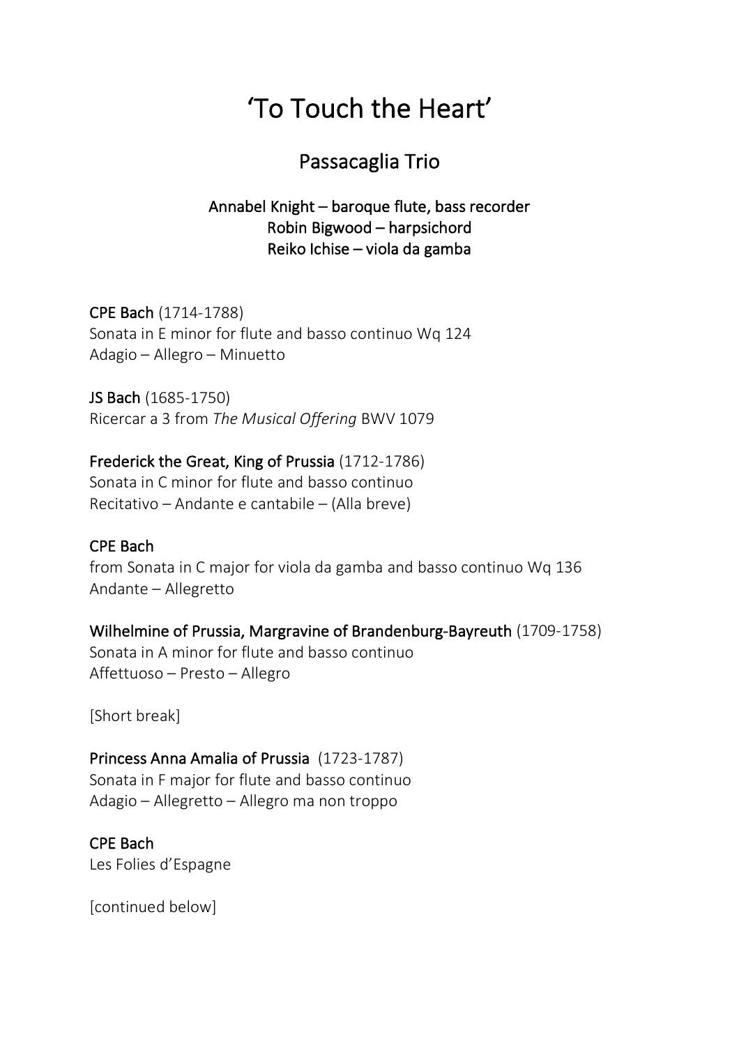# 'To Touch the Heart'

## Passacaglia Trio

**Annabel Knight – baroque flute, bass recorder**
**Robin Bigwood – harpsichord**
**Reiko Ichise – viola da gamba**

**CPE Bach** (1714-1788)
Sonata in E minor for flute and basso continuo Wq 124
Adagio – Allegro – Minuetto

**JS Bach** (1685-1750)
Ricercar a 3 from *The Musical Offering* BWV 1079

**Frederick the Great, King of Prussia** (1712-1786)
Sonata in C minor for flute and basso continuo
Recitativo – Andante e cantabile – (Alla breve)

**CPE Bach**
from Sonata in C major for viola da gamba and basso continuo Wq 136
Andante – Allegretto

**Wilhelmine of Prussia, Margravine of Brandenburg-Bayreuth** (1709-1758)
Sonata in A minor for flute and basso continuo
Affettuoso – Presto – Allegro

[Short break]

**Princess Anna Amalia of Prussia** (1723-1787)
Sonata in F major for flute and basso continuo
Adagio – Allegretto – Allegro ma non troppo

**CPE Bach**
Les Folies d'Espagne

[continued below]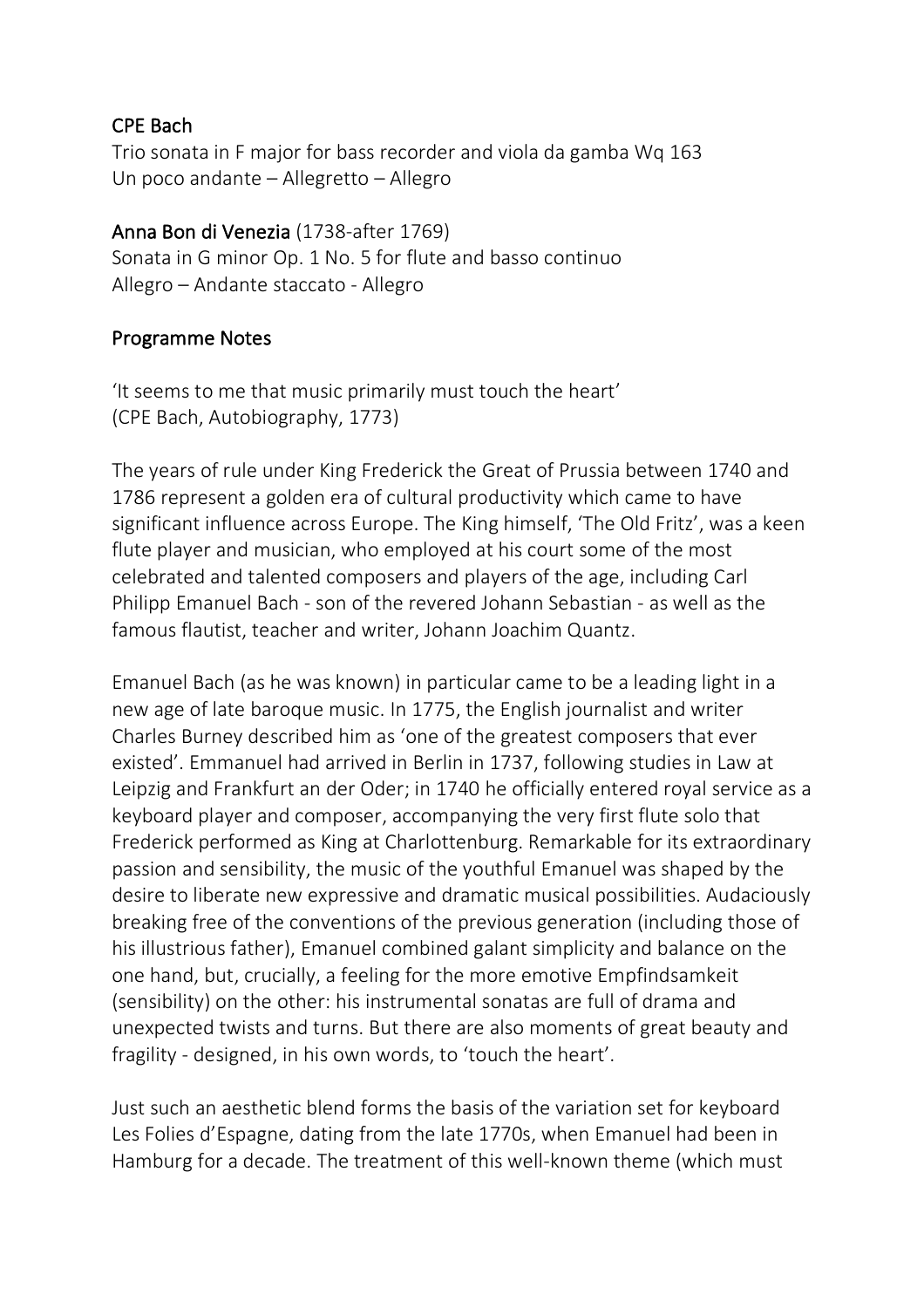### CPE Bach

Trio sonata in F major for bass recorder and viola da gamba Wq 163
Un poco andante – Allegretto – Allegro

### Anna Bon di Venezia (1738-after 1769)

Sonata in G minor Op. 1 No. 5 for flute and basso continuo
Allegro – Andante staccato - Allegro

## Programme Notes

'It seems to me that music primarily must touch the heart'
(CPE Bach, Autobiography, 1773)

The years of rule under King Frederick the Great of Prussia between 1740 and 1786 represent a golden era of cultural productivity which came to have significant influence across Europe. The King himself, 'The Old Fritz', was a keen flute player and musician, who employed at his court some of the most celebrated and talented composers and players of the age, including Carl Philipp Emanuel Bach - son of the revered Johann Sebastian - as well as the famous flautist, teacher and writer, Johann Joachim Quantz.

Emanuel Bach (as he was known) in particular came to be a leading light in a new age of late baroque music. In 1775, the English journalist and writer Charles Burney described him as 'one of the greatest composers that ever existed'. Emmanuel had arrived in Berlin in 1737, following studies in Law at Leipzig and Frankfurt an der Oder; in 1740 he officially entered royal service as a keyboard player and composer, accompanying the very first flute solo that Frederick performed as King at Charlottenburg. Remarkable for its extraordinary passion and sensibility, the music of the youthful Emanuel was shaped by the desire to liberate new expressive and dramatic musical possibilities. Audaciously breaking free of the conventions of the previous generation (including those of his illustrious father), Emanuel combined galant simplicity and balance on the one hand, but, crucially, a feeling for the more emotive Empfindsamkeit (sensibility) on the other: his instrumental sonatas are full of drama and unexpected twists and turns. But there are also moments of great beauty and fragility - designed, in his own words, to 'touch the heart'.

Just such an aesthetic blend forms the basis of the variation set for keyboard Les Folies d'Espagne, dating from the late 1770s, when Emanuel had been in Hamburg for a decade. The treatment of this well-known theme (which must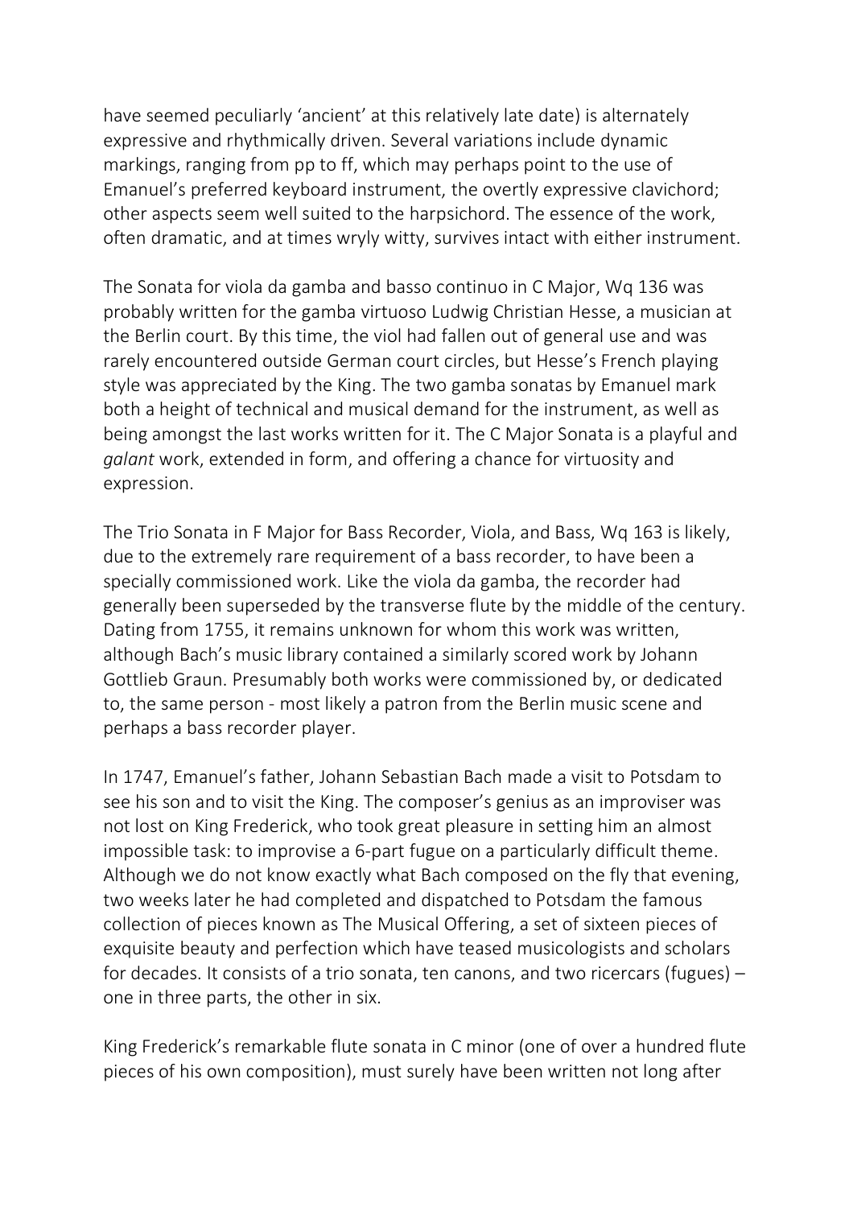have seemed peculiarly 'ancient' at this relatively late date) is alternately expressive and rhythmically driven. Several variations include dynamic markings, ranging from pp to ff, which may perhaps point to the use of Emanuel's preferred keyboard instrument, the overtly expressive clavichord; other aspects seem well suited to the harpsichord. The essence of the work, often dramatic, and at times wryly witty, survives intact with either instrument.

The Sonata for viola da gamba and basso continuo in C Major, Wq 136 was probably written for the gamba virtuoso Ludwig Christian Hesse, a musician at the Berlin court. By this time, the viol had fallen out of general use and was rarely encountered outside German court circles, but Hesse's French playing style was appreciated by the King. The two gamba sonatas by Emanuel mark both a height of technical and musical demand for the instrument, as well as being amongst the last works written for it. The C Major Sonata is a playful and *galant* work, extended in form, and offering a chance for virtuosity and expression.

The Trio Sonata in F Major for Bass Recorder, Viola, and Bass, Wq 163 is likely, due to the extremely rare requirement of a bass recorder, to have been a specially commissioned work. Like the viola da gamba, the recorder had generally been superseded by the transverse flute by the middle of the century. Dating from 1755, it remains unknown for whom this work was written, although Bach's music library contained a similarly scored work by Johann Gottlieb Graun. Presumably both works were commissioned by, or dedicated to, the same person - most likely a patron from the Berlin music scene and perhaps a bass recorder player.

In 1747, Emanuel's father, Johann Sebastian Bach made a visit to Potsdam to see his son and to visit the King. The composer's genius as an improviser was not lost on King Frederick, who took great pleasure in setting him an almost impossible task: to improvise a 6-part fugue on a particularly difficult theme. Although we do not know exactly what Bach composed on the fly that evening, two weeks later he had completed and dispatched to Potsdam the famous collection of pieces known as The Musical Offering, a set of sixteen pieces of exquisite beauty and perfection which have teased musicologists and scholars for decades. It consists of a trio sonata, ten canons, and two ricercars (fugues) – one in three parts, the other in six.

King Frederick's remarkable flute sonata in C minor (one of over a hundred flute pieces of his own composition), must surely have been written not long after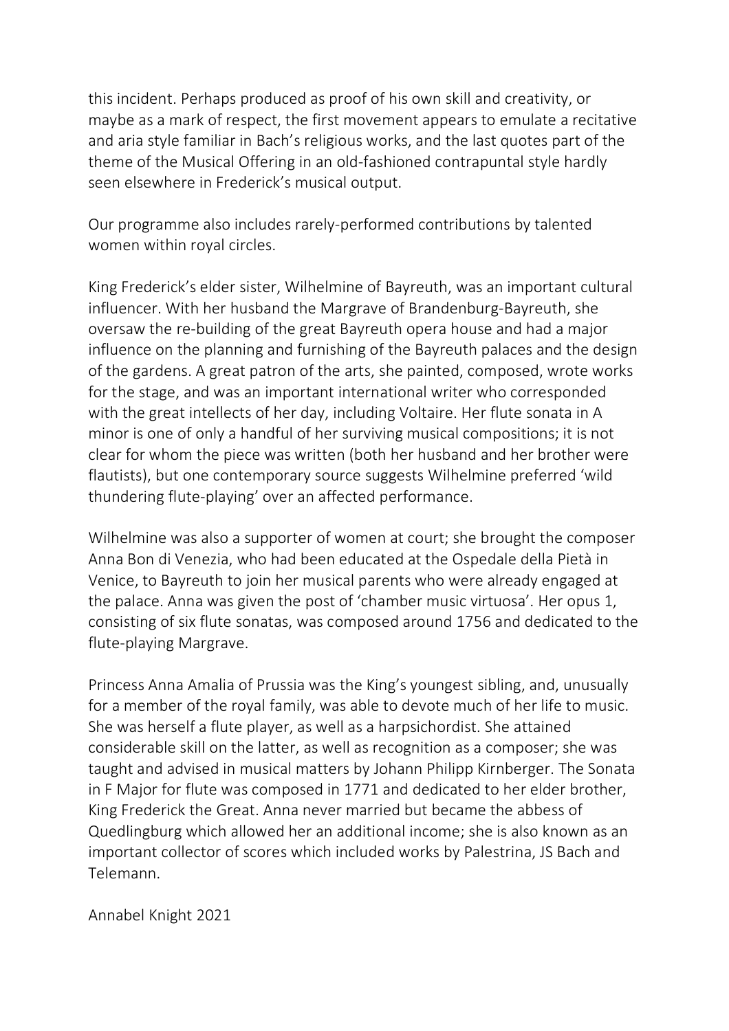this incident. Perhaps produced as proof of his own skill and creativity, or maybe as a mark of respect, the first movement appears to emulate a recitative and aria style familiar in Bach's religious works, and the last quotes part of the theme of the Musical Offering in an old-fashioned contrapuntal style hardly seen elsewhere in Frederick's musical output.

Our programme also includes rarely-performed contributions by talented women within royal circles.

King Frederick's elder sister, Wilhelmine of Bayreuth, was an important cultural influencer. With her husband the Margrave of Brandenburg-Bayreuth, she oversaw the re-building of the great Bayreuth opera house and had a major influence on the planning and furnishing of the Bayreuth palaces and the design of the gardens. A great patron of the arts, she painted, composed, wrote works for the stage, and was an important international writer who corresponded with the great intellects of her day, including Voltaire. Her flute sonata in A minor is one of only a handful of her surviving musical compositions; it is not clear for whom the piece was written (both her husband and her brother were flautists), but one contemporary source suggests Wilhelmine preferred 'wild thundering flute-playing' over an affected performance.

Wilhelmine was also a supporter of women at court; she brought the composer Anna Bon di Venezia, who had been educated at the Ospedale della Pietà in Venice, to Bayreuth to join her musical parents who were already engaged at the palace. Anna was given the post of 'chamber music virtuosa'. Her opus 1, consisting of six flute sonatas, was composed around 1756 and dedicated to the flute-playing Margrave.

Princess Anna Amalia of Prussia was the King's youngest sibling, and, unusually for a member of the royal family, was able to devote much of her life to music. She was herself a flute player, as well as a harpsichordist. She attained considerable skill on the latter, as well as recognition as a composer; she was taught and advised in musical matters by Johann Philipp Kirnberger. The Sonata in F Major for flute was composed in 1771 and dedicated to her elder brother, King Frederick the Great. Anna never married but became the abbess of Quedlingburg which allowed her an additional income; she is also known as an important collector of scores which included works by Palestrina, JS Bach and Telemann.

Annabel Knight 2021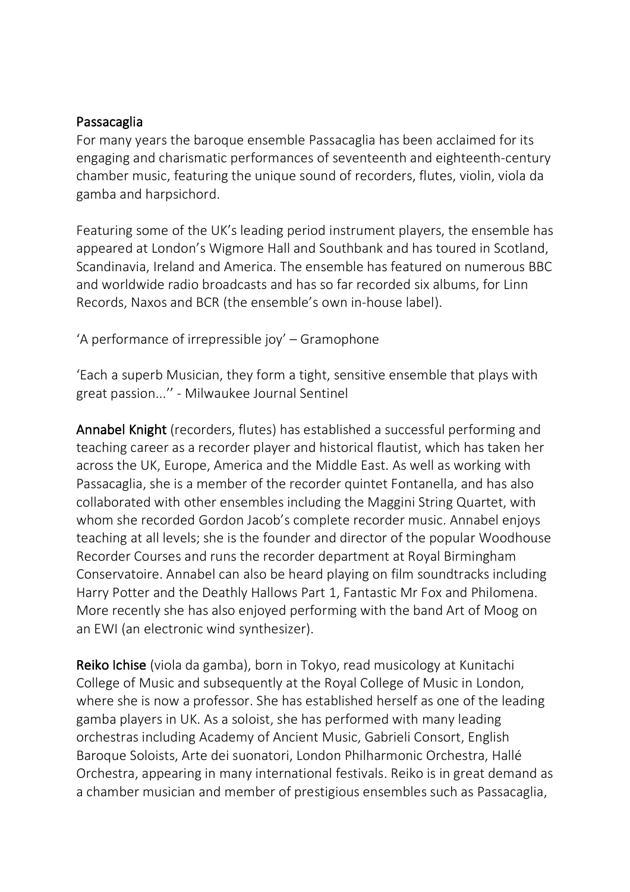## Passacaglia

For many years the baroque ensemble Passacaglia has been acclaimed for its engaging and charismatic performances of seventeenth and eighteenth-century chamber music, featuring the unique sound of recorders, flutes, violin, viola da gamba and harpsichord.

Featuring some of the UK's leading period instrument players, the ensemble has appeared at London's Wigmore Hall and Southbank and has toured in Scotland, Scandinavia, Ireland and America. The ensemble has featured on numerous BBC and worldwide radio broadcasts and has so far recorded six albums, for Linn Records, Naxos and BCR (the ensemble's own in-house label).

'A performance of irrepressible joy' – Gramophone

'Each a superb Musician, they form a tight, sensitive ensemble that plays with great passion...'' - Milwaukee Journal Sentinel

**Annabel Knight** (recorders, flutes) has established a successful performing and teaching career as a recorder player and historical flautist, which has taken her across the UK, Europe, America and the Middle East. As well as working with Passacaglia, she is a member of the recorder quintet Fontanella, and has also collaborated with other ensembles including the Maggini String Quartet, with whom she recorded Gordon Jacob's complete recorder music. Annabel enjoys teaching at all levels; she is the founder and director of the popular Woodhouse Recorder Courses and runs the recorder department at Royal Birmingham Conservatoire. Annabel can also be heard playing on film soundtracks including Harry Potter and the Deathly Hallows Part 1, Fantastic Mr Fox and Philomena. More recently she has also enjoyed performing with the band Art of Moog on an EWI (an electronic wind synthesizer).

**Reiko Ichise** (viola da gamba), born in Tokyo, read musicology at Kunitachi College of Music and subsequently at the Royal College of Music in London, where she is now a professor. She has established herself as one of the leading gamba players in UK. As a soloist, she has performed with many leading orchestras including Academy of Ancient Music, Gabrieli Consort, English Baroque Soloists, Arte dei suonatori, London Philharmonic Orchestra, Hallé Orchestra, appearing in many international festivals. Reiko is in great demand as a chamber musician and member of prestigious ensembles such as Passacaglia,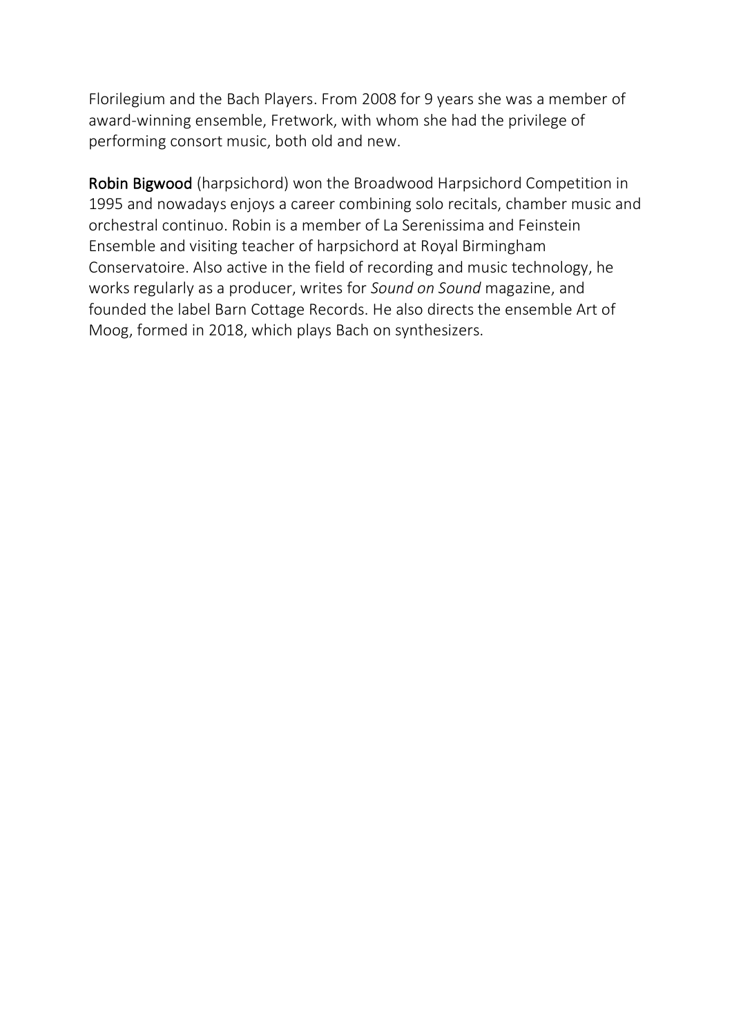Florilegium and the Bach Players. From 2008 for 9 years she was a member of award-winning ensemble, Fretwork, with whom she had the privilege of performing consort music, both old and new.

**Robin Bigwood** (harpsichord) won the Broadwood Harpsichord Competition in 1995 and nowadays enjoys a career combining solo recitals, chamber music and orchestral continuo. Robin is a member of La Serenissima and Feinstein Ensemble and visiting teacher of harpsichord at Royal Birmingham Conservatoire. Also active in the field of recording and music technology, he works regularly as a producer, writes for *Sound on Sound* magazine, and founded the label Barn Cottage Records. He also directs the ensemble Art of Moog, formed in 2018, which plays Bach on synthesizers.